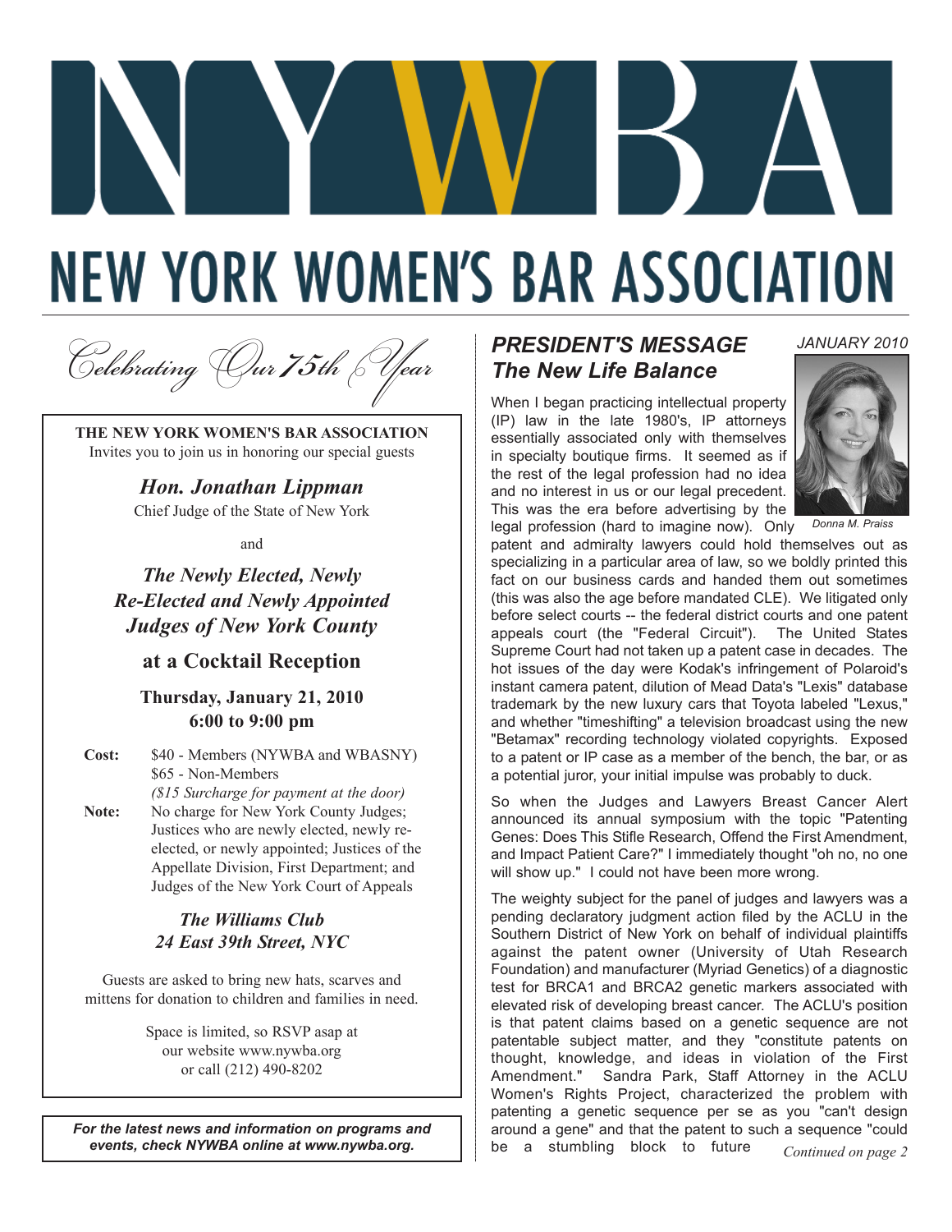# NYWBA

# NEW YORK WOMEN'S BAR ASSOCIATION

*Celebrating Our 75th Year*

**THE NEW YORK WOMEN'S BAR ASSOCIATION**
Invites you to join us in honoring our special guests

***Hon. Jonathan Lippman***
Chief Judge of the State of New York

and

***The Newly Elected, Newly Re-Elected and Newly Appointed Judges of New York County***

**at a Cocktail Reception**

**Thursday, January 21, 2010**
**6:00 to 9:00 pm**

**Cost:** $40 - Members (NYWBA and WBASNY)
$65 - Non-Members
*($15 Surcharge for payment at the door)*

**Note:** No charge for New York County Judges; Justices who are newly elected, newly re-elected, or newly appointed; Justices of the Appellate Division, First Department; and Judges of the New York Court of Appeals

***The Williams Club***
***24 East 39th Street, NYC***

Guests are asked to bring new hats, scarves and mittens for donation to children and families in need.

Space is limited, so RSVP asap at our website www.nywba.org or call (212) 490-8202

***For the latest news and information on programs and events, check NYWBA online at www.nywba.org.***

*JANUARY 2010*

## *PRESIDENT'S MESSAGE*
## *The New Life Balance*

*Donna M. Praiss*

When I began practicing intellectual property (IP) law in the late 1980's, IP attorneys essentially associated only with themselves in specialty boutique firms. It seemed as if the rest of the legal profession had no idea and no interest in us or our legal precedent. This was the era before advertising by the legal profession (hard to imagine now). Only patent and admiralty lawyers could hold themselves out as specializing in a particular area of law, so we boldly printed this fact on our business cards and handed them out sometimes (this was also the age before mandated CLE). We litigated only before select courts -- the federal district courts and one patent appeals court (the "Federal Circuit"). The United States Supreme Court had not taken up a patent case in decades. The hot issues of the day were Kodak's infringement of Polaroid's instant camera patent, dilution of Mead Data's "Lexis" database trademark by the new luxury cars that Toyota labeled "Lexus," and whether "timeshifting" a television broadcast using the new "Betamax" recording technology violated copyrights. Exposed to a patent or IP case as a member of the bench, the bar, or as a potential juror, your initial impulse was probably to duck.

So when the Judges and Lawyers Breast Cancer Alert announced its annual symposium with the topic "Patenting Genes: Does This Stifle Research, Offend the First Amendment, and Impact Patient Care?" I immediately thought "oh no, no one will show up." I could not have been more wrong.

The weighty subject for the panel of judges and lawyers was a pending declaratory judgment action filed by the ACLU in the Southern District of New York on behalf of individual plaintiffs against the patent owner (University of Utah Research Foundation) and manufacturer (Myriad Genetics) of a diagnostic test for BRCA1 and BRCA2 genetic markers associated with elevated risk of developing breast cancer. The ACLU's position is that patent claims based on a genetic sequence are not patentable subject matter, and they "constitute patents on thought, knowledge, and ideas in violation of the First Amendment." Sandra Park, Staff Attorney in the ACLU Women's Rights Project, characterized the problem with patenting a genetic sequence per se as you "can't design around a gene" and that the patent to such a sequence "could be a stumbling block to future

*Continued on page 2*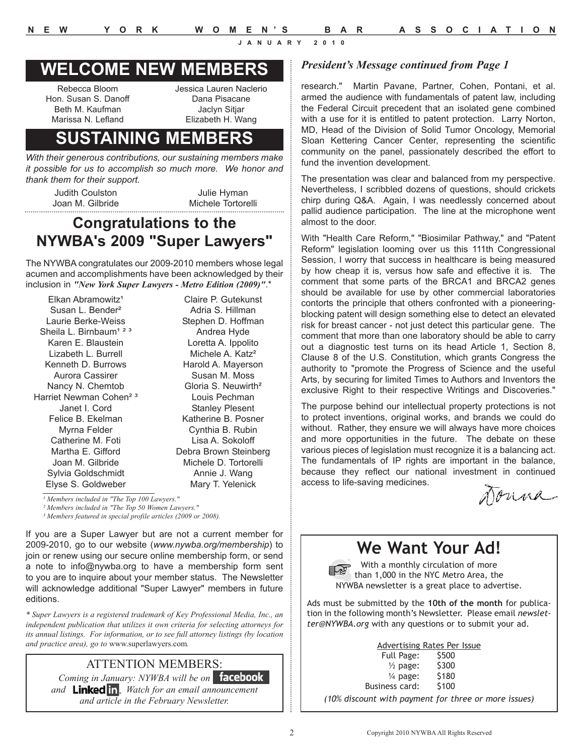## WELCOME NEW MEMBERS

Rebecca Bloom
Hon. Susan S. Danoff
Beth M. Kaufman
Marissa N. Lefland
Jessica Lauren Naclerio
Dana Pisacane
Jaclyn Sitjar
Elizabeth H. Wang

## SUSTAINING MEMBERS

*With their generous contributions, our sustaining members make it possible for us to accomplish so much more. We honor and thank them for their support.*

Judith Coulston
Joan M. Gilbride
Julie Hyman
Michele Tortorelli

## Congratulations to the NYWBA's 2009 "Super Lawyers"

The NYWBA congratulates our 2009-2010 members whose legal acumen and accomplishments have been acknowledged by their inclusion in ***"New York Super Lawyers - Metro Edition (2009)"***.*

Elkan Abramowitz[1]
Susan L. Bender[2]
Laurie Berke-Weiss
Sheila L. Birnbaum[1 2 3]
Karen E. Blaustein
Lizabeth L. Burrell
Kenneth D. Burrows
Aurora Cassirer
Nancy N. Chemtob
Harriet Newman Cohen[2 3]
Janet I. Cord
Felice B. Ekelman
Myrna Felder
Catherine M. Foti
Martha E. Gifford
Joan M. Gilbride
Sylvia Goldschmidt
Elyse S. Goldweber
Claire P. Gutekunst
Adria S. Hillman
Stephen D. Hoffman
Andrea Hyde
Loretta A. Ippolito
Michele A. Katz[2]
Harold A. Mayerson
Susan M. Moss
Gloria S. Neuwirth[2]
Louis Pechman
Stanley Plesent
Katherine B. Posner
Cynthia B. Rubin
Lisa A. Sokoloff
Debra Brown Steinberg
Michele D. Tortorelli
Annie J. Wang
Mary T. Yelenick

*[1] Members included in "The Top 100 Lawyers."*
*[2] Members included in "The Top 50 Women Lawyers."*
*[3] Members featured in special profile articles (2009 or 2008).*

If you are a Super Lawyer but are not a current member for 2009-2010, go to our website (*www.nywba.org/membership*) to join or renew using our secure online membership form, or send a note to info@nywba.org to have a membership form sent to you are to inquire about your member status. The Newsletter will acknowledge additional "Super Lawyer" members in future editions.

*\* Super Lawyers is a registered trademark of Key Professional Media, Inc., an independent publication that utilizes it own criteria for selecting attorneys for its annual listings. For information, or to see full attorney listings (by location and practice area), go to* www.superlawyers.com.

### ATTENTION MEMBERS:

*Coming in January: NYWBA will be on* **facebook** *and* **LinkedIn**. *Watch for an email announcement and article in the February Newsletter.*

### *President's Message continued from Page 1*

research." Martin Pavane, Partner, Cohen, Pontani, et al. armed the audience with fundamentals of patent law, including the Federal Circuit precedent that an isolated gene combined with a use for it is entitled to patent protection. Larry Norton, MD, Head of the Division of Solid Tumor Oncology, Memorial Sloan Kettering Cancer Center, representing the scientific community on the panel, passionately described the effort to fund the invention development.

The presentation was clear and balanced from my perspective. Nevertheless, I scribbled dozens of questions, should crickets chirp during Q&A. Again, I was needlessly concerned about pallid audience participation. The line at the microphone went almost to the door.

With "Health Care Reform," "Biosimilar Pathway," and "Patent Reform" legislation looming over us this 111th Congressional Session, I worry that success in healthcare is being measured by how cheap it is, versus how safe and effective it is. The comment that some parts of the BRCA1 and BRCA2 genes should be available for use by other commercial laboratories contorts the principle that others confronted with a pioneering-blocking patent will design something else to detect an elevated risk for breast cancer - not just detect this particular gene. The comment that more than one laboratory should be able to carry out a diagnostic test turns on its head Article 1, Section 8, Clause 8 of the U.S. Constitution, which grants Congress the authority to "promote the Progress of Science and the useful Arts, by securing for limited Times to Authors and Inventors the exclusive Right to their respective Writings and Discoveries."

The purpose behind our intellectual property protections is not to protect inventions, original works, and brands we could do without. Rather, they ensure we will always have more choices and more opportunities in the future. The debate on these various pieces of legislation must recognize it is a balancing act. The fundamentals of IP rights are important in the balance, because they reflect our national investment in continued access to life-saving medicines.

Donna

## We Want Your Ad!

With a monthly circulation of more than 1,000 in the NYC Metro Area, the NYWBA newsletter is a great place to advertise.

Ads must be submitted by the **10th of the month** for publication in the following month's Newsletter. Please email *newsletter@NYWBA.org* with any questions or to submit your ad.

| Advertising Rates Per Issue | |
|---|---|
| Full Page: | $500 |
| ½ page: | $300 |
| ¼ page: | $180 |
| Business card: | $100 |

*(10% discount with payment for three or more issues)*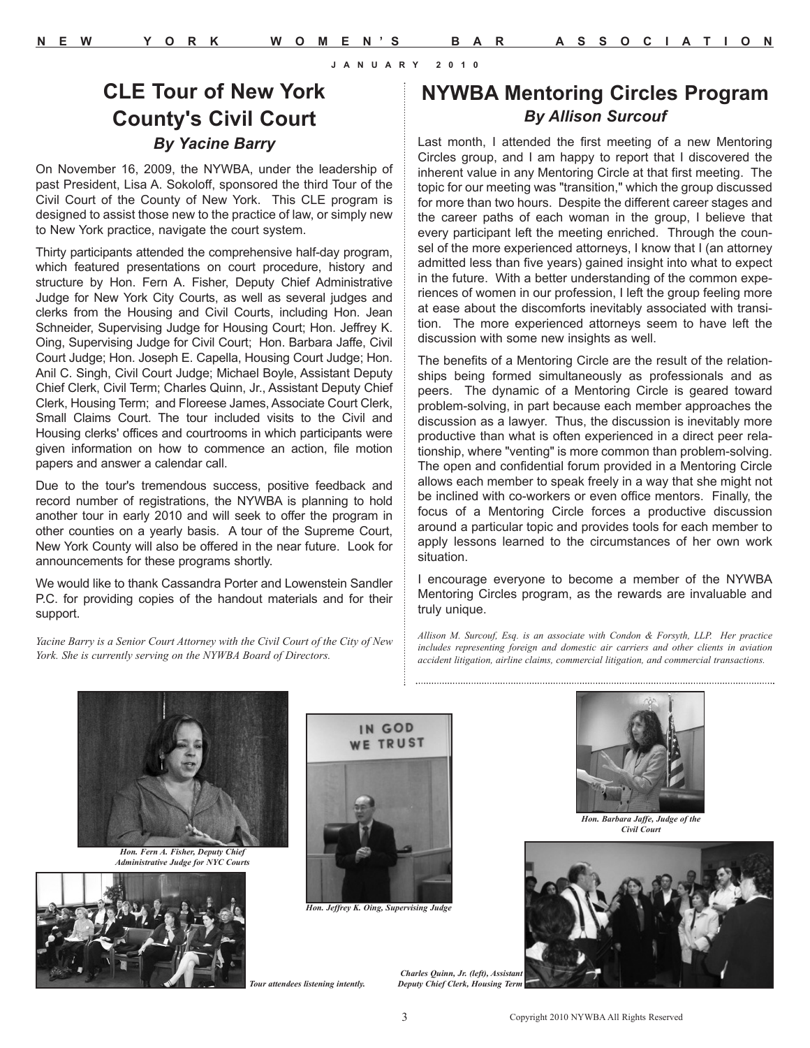# CLE Tour of New York County's Civil Court

### *By Yacine Barry*

On November 16, 2009, the NYWBA, under the leadership of past President, Lisa A. Sokoloff, sponsored the third Tour of the Civil Court of the County of New York. This CLE program is designed to assist those new to the practice of law, or simply new to New York practice, navigate the court system.

Thirty participants attended the comprehensive half-day program, which featured presentations on court procedure, history and structure by Hon. Fern A. Fisher, Deputy Chief Administrative Judge for New York City Courts, as well as several judges and clerks from the Housing and Civil Courts, including Hon. Jean Schneider, Supervising Judge for Housing Court; Hon. Jeffrey K. Oing, Supervising Judge for Civil Court; Hon. Barbara Jaffe, Civil Court Judge; Hon. Joseph E. Capella, Housing Court Judge; Hon. Anil C. Singh, Civil Court Judge; Michael Boyle, Assistant Deputy Chief Clerk, Civil Term; Charles Quinn, Jr., Assistant Deputy Chief Clerk, Housing Term; and Floreese James, Associate Court Clerk, Small Claims Court. The tour included visits to the Civil and Housing clerks' offices and courtrooms in which participants were given information on how to commence an action, file motion papers and answer a calendar call.

Due to the tour's tremendous success, positive feedback and record number of registrations, the NYWBA is planning to hold another tour in early 2010 and will seek to offer the program in other counties on a yearly basis. A tour of the Supreme Court, New York County will also be offered in the near future. Look for announcements for these programs shortly.

We would like to thank Cassandra Porter and Lowenstein Sandler P.C. for providing copies of the handout materials and for their support.

*Yacine Barry is a Senior Court Attorney with the Civil Court of the City of New York. She is currently serving on the NYWBA Board of Directors.*

# NYWBA Mentoring Circles Program

### *By Allison Surcouf*

Last month, I attended the first meeting of a new Mentoring Circles group, and I am happy to report that I discovered the inherent value in any Mentoring Circle at that first meeting. The topic for our meeting was "transition," which the group discussed for more than two hours. Despite the different career stages and the career paths of each woman in the group, I believe that every participant left the meeting enriched. Through the counsel of the more experienced attorneys, I know that I (an attorney admitted less than five years) gained insight into what to expect in the future. With a better understanding of the common experiences of women in our profession, I left the group feeling more at ease about the discomforts inevitably associated with transition. The more experienced attorneys seem to have left the discussion with some new insights as well.

The benefits of a Mentoring Circle are the result of the relationships being formed simultaneously as professionals and as peers. The dynamic of a Mentoring Circle is geared toward problem-solving, in part because each member approaches the discussion as a lawyer. Thus, the discussion is inevitably more productive than what is often experienced in a direct peer relationship, where "venting" is more common than problem-solving. The open and confidential forum provided in a Mentoring Circle allows each member to speak freely in a way that she might not be inclined with co-workers or even office mentors. Finally, the focus of a Mentoring Circle forces a productive discussion around a particular topic and provides tools for each member to apply lessons learned to the circumstances of her own work situation.

I encourage everyone to become a member of the NYWBA Mentoring Circles program, as the rewards are invaluable and truly unique.

*Allison M. Surcouf, Esq. is an associate with Condon & Forsyth, LLP. Her practice includes representing foreign and domestic air carriers and other clients in aviation accident litigation, airline claims, commercial litigation, and commercial transactions.*

*Hon. Fern A. Fisher, Deputy Chief Administrative Judge for NYC Courts*

*Hon. Jeffrey K. Oing, Supervising Judge*

*Hon. Barbara Jaffe, Judge of the Civil Court*

*Tour attendees listening intently.*

*Charles Quinn, Jr. (left), Assistant Deputy Chief Clerk, Housing Term*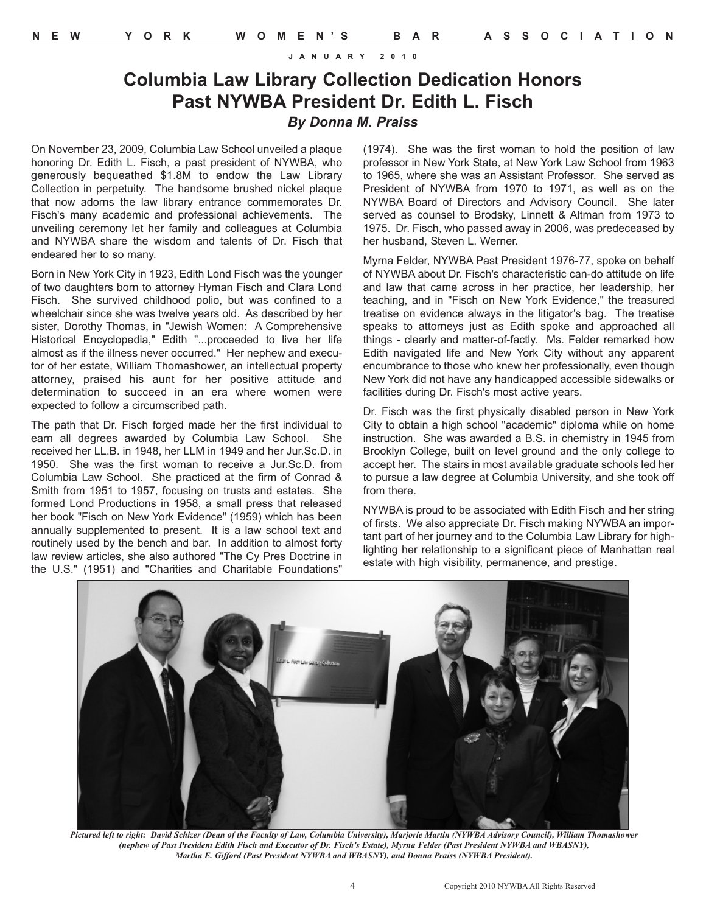# Columbia Law Library Collection Dedication Honors Past NYWBA President Dr. Edith L. Fisch

***By Donna M. Praiss***

On November 23, 2009, Columbia Law School unveiled a plaque honoring Dr. Edith L. Fisch, a past president of NYWBA, who generously bequeathed $1.8M to endow the Law Library Collection in perpetuity. The handsome brushed nickel plaque that now adorns the law library entrance commemorates Dr. Fisch's many academic and professional achievements. The unveiling ceremony let her family and colleagues at Columbia and NYWBA share the wisdom and talents of Dr. Fisch that endeared her to so many.

Born in New York City in 1923, Edith Lond Fisch was the younger of two daughters born to attorney Hyman Fisch and Clara Lond Fisch. She survived childhood polio, but was confined to a wheelchair since she was twelve years old. As described by her sister, Dorothy Thomas, in "Jewish Women: A Comprehensive Historical Encyclopedia," Edith "...proceeded to live her life almost as if the illness never occurred." Her nephew and executor of her estate, William Thomashower, an intellectual property attorney, praised his aunt for her positive attitude and determination to succeed in an era where women were expected to follow a circumscribed path.

The path that Dr. Fisch forged made her the first individual to earn all degrees awarded by Columbia Law School. She received her LL.B. in 1948, her LLM in 1949 and her Jur.Sc.D. in 1950. She was the first woman to receive a Jur.Sc.D. from Columbia Law School. She practiced at the firm of Conrad & Smith from 1951 to 1957, focusing on trusts and estates. She formed Lond Productions in 1958, a small press that released her book "Fisch on New York Evidence" (1959) which has been annually supplemented to present. It is a law school text and routinely used by the bench and bar. In addition to almost forty law review articles, she also authored "The Cy Pres Doctrine in the U.S." (1951) and "Charities and Charitable Foundations" (1974). She was the first woman to hold the position of law professor in New York State, at New York Law School from 1963 to 1965, where she was an Assistant Professor. She served as President of NYWBA from 1970 to 1971, as well as on the NYWBA Board of Directors and Advisory Council. She later served as counsel to Brodsky, Linnett & Altman from 1973 to 1975. Dr. Fisch, who passed away in 2006, was predeceased by her husband, Steven L. Werner.

Myrna Felder, NYWBA Past President 1976-77, spoke on behalf of NYWBA about Dr. Fisch's characteristic can-do attitude on life and law that came across in her practice, her leadership, her teaching, and in "Fisch on New York Evidence," the treasured treatise on evidence always in the litigator's bag. The treatise speaks to attorneys just as Edith spoke and approached all things - clearly and matter-of-factly. Ms. Felder remarked how Edith navigated life and New York City without any apparent encumbrance to those who knew her professionally, even though New York did not have any handicapped accessible sidewalks or facilities during Dr. Fisch's most active years.

Dr. Fisch was the first physically disabled person in New York City to obtain a high school "academic" diploma while on home instruction. She was awarded a B.S. in chemistry in 1945 from Brooklyn College, built on level ground and the only college to accept her. The stairs in most available graduate schools led her to pursue a law degree at Columbia University, and she took off from there.

NYWBA is proud to be associated with Edith Fisch and her string of firsts. We also appreciate Dr. Fisch making NYWBA an important part of her journey and to the Columbia Law Library for highlighting her relationship to a significant piece of Manhattan real estate with high visibility, permanence, and prestige.

***Pictured left to right: David Schizer (Dean of the Faculty of Law, Columbia University), Marjorie Martin (NYWBA Advisory Council), William Thomashower (nephew of Past President Edith Fisch and Executor of Dr. Fisch's Estate), Myrna Felder (Past President NYWBA and WBASNY), Martha E. Gifford (Past President NYWBA and WBASNY), and Donna Praiss (NYWBA President).***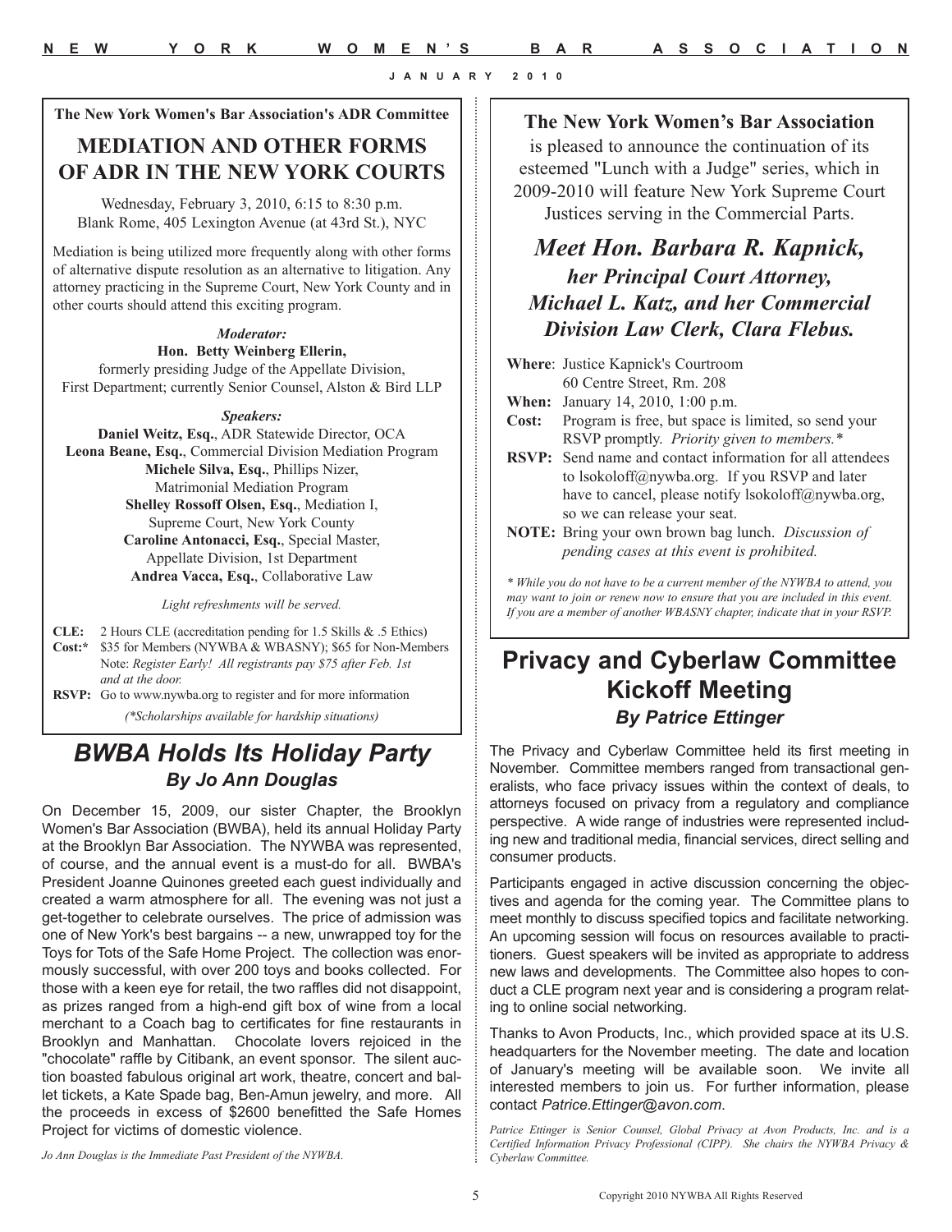**The New York Women's Bar Association's ADR Committee**

## MEDIATION AND OTHER FORMS OF ADR IN THE NEW YORK COURTS

Wednesday, February 3, 2010, 6:15 to 8:30 p.m.
Blank Rome, 405 Lexington Avenue (at 43rd St.), NYC

Mediation is being utilized more frequently along with other forms of alternative dispute resolution as an alternative to litigation. Any attorney practicing in the Supreme Court, New York County and in other courts should attend this exciting program.

***Moderator:***
**Hon. Betty Weinberg Ellerin,**
formerly presiding Judge of the Appellate Division, First Department; currently Senior Counsel, Alston & Bird LLP

***Speakers:***
**Daniel Weitz, Esq.**, ADR Statewide Director, OCA
**Leona Beane, Esq.**, Commercial Division Mediation Program
**Michele Silva, Esq.**, Phillips Nizer, Matrimonial Mediation Program
**Shelley Rossoff Olsen, Esq.**, Mediation I, Supreme Court, New York County
**Caroline Antonacci, Esq.**, Special Master, Appellate Division, 1st Department
**Andrea Vacca, Esq.**, Collaborative Law

*Light refreshments will be served.*

**CLE:** 2 Hours CLE (accreditation pending for 1.5 Skills & .5 Ethics)
**Cost:*** $35 for Members (NYWBA & WBASNY); $65 for Non-Members
Note: *Register Early! All registrants pay $75 after Feb. 1st and at the door.*
**RSVP:** Go to www.nywba.org to register and for more information

*(*Scholarships available for hardship situations)*

## *BWBA Holds Its Holiday Party*
### *By Jo Ann Douglas*

On December 15, 2009, our sister Chapter, the Brooklyn Women's Bar Association (BWBA), held its annual Holiday Party at the Brooklyn Bar Association. The NYWBA was represented, of course, and the annual event is a must-do for all. BWBA's President Joanne Quinones greeted each guest individually and created a warm atmosphere for all. The evening was not just a get-together to celebrate ourselves. The price of admission was one of New York's best bargains -- a new, unwrapped toy for the Toys for Tots of the Safe Home Project. The collection was enormously successful, with over 200 toys and books collected. For those with a keen eye for retail, the two raffles did not disappoint, as prizes ranged from a high-end gift box of wine from a local merchant to a Coach bag to certificates for fine restaurants in Brooklyn and Manhattan. Chocolate lovers rejoiced in the "chocolate" raffle by Citibank, an event sponsor. The silent auction boasted fabulous original art work, theatre, concert and ballet tickets, a Kate Spade bag, Ben-Amun jewelry, and more. All the proceeds in excess of $2600 benefitted the Safe Homes Project for victims of domestic violence.

*Jo Ann Douglas is the Immediate Past President of the NYWBA.*

**The New York Women's Bar Association** is pleased to announce the continuation of its esteemed "Lunch with a Judge" series, which in 2009-2010 will feature New York Supreme Court Justices serving in the Commercial Parts.

## *Meet Hon. Barbara R. Kapnick, her Principal Court Attorney, Michael L. Katz, and her Commercial Division Law Clerk, Clara Flebus.*

**Where**: Justice Kapnick's Courtroom
60 Centre Street, Rm. 208
**When:** January 14, 2010, 1:00 p.m.
**Cost:** Program is free, but space is limited, so send your RSVP promptly. *Priority given to members.**
**RSVP:** Send name and contact information for all attendees to lsokoloff@nywba.org. If you RSVP and later have to cancel, please notify lsokoloff@nywba.org, so we can release your seat.
**NOTE:** Bring your own brown bag lunch. *Discussion of pending cases at this event is prohibited.*

*\* While you do not have to be a current member of the NYWBA to attend, you may want to join or renew now to ensure that you are included in this event. If you are a member of another WBASNY chapter, indicate that in your RSVP.*

## Privacy and Cyberlaw Committee Kickoff Meeting
### *By Patrice Ettinger*

The Privacy and Cyberlaw Committee held its first meeting in November. Committee members ranged from transactional generalists, who face privacy issues within the context of deals, to attorneys focused on privacy from a regulatory and compliance perspective. A wide range of industries were represented including new and traditional media, financial services, direct selling and consumer products.

Participants engaged in active discussion concerning the objectives and agenda for the coming year. The Committee plans to meet monthly to discuss specified topics and facilitate networking. An upcoming session will focus on resources available to practitioners. Guest speakers will be invited as appropriate to address new laws and developments. The Committee also hopes to conduct a CLE program next year and is considering a program relating to online social networking.

Thanks to Avon Products, Inc., which provided space at its U.S. headquarters for the November meeting. The date and location of January's meeting will be available soon. We invite all interested members to join us. For further information, please contact *Patrice.Ettinger@avon.com*.

*Patrice Ettinger is Senior Counsel, Global Privacy at Avon Products, Inc. and is a Certified Information Privacy Professional (CIPP). She chairs the NYWBA Privacy & Cyberlaw Committee.*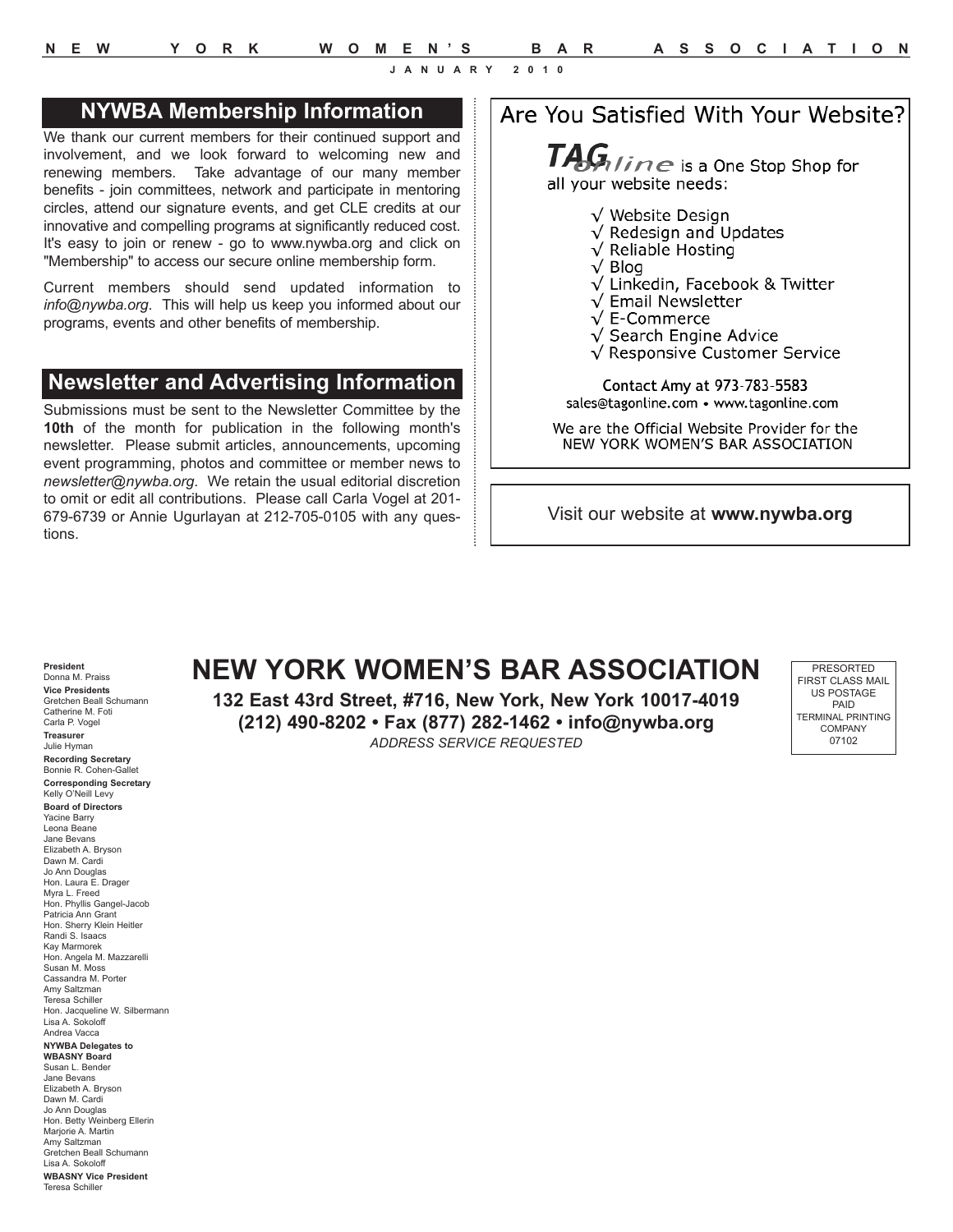## NYWBA Membership Information

We thank our current members for their continued support and involvement, and we look forward to welcoming new and renewing members. Take advantage of our many member benefits - join committees, network and participate in mentoring circles, attend our signature events, and get CLE credits at our innovative and compelling programs at significantly reduced cost. It's easy to join or renew - go to www.nywba.org and click on "Membership" to access our secure online membership form.

Current members should send updated information to *info@nywba.org*. This will help us keep you informed about our programs, events and other benefits of membership.

## Newsletter and Advertising Information

Submissions must be sent to the Newsletter Committee by the **10th** of the month for publication in the following month's newsletter. Please submit articles, announcements, upcoming event programming, photos and committee or member news to *newsletter@nywba.org*. We retain the usual editorial discretion to omit or edit all contributions. Please call Carla Vogel at 201-679-6739 or Annie Ugurlayan at 212-705-0105 with any questions.

## Are You Satisfied With Your Website?

**TAG*online*** is a One Stop Shop for all your website needs:

- √ Website Design
- √ Redesign and Updates
- √ Reliable Hosting
- √ Blog
- √ Linkedin, Facebook & Twitter
- √ Email Newsletter
- √ E-Commerce
- √ Search Engine Advice
- √ Responsive Customer Service

Contact Amy at 973-783-5583
sales@tagonline.com • www.tagonline.com

We are the Official Website Provider for the NEW YORK WOMEN'S BAR ASSOCIATION

Visit our website at **www.nywba.org**

# NEW YORK WOMEN'S BAR ASSOCIATION

**132 East 43rd Street, #716, New York, New York 10017-4019**
**(212) 490-8202 • Fax (877) 282-1462 • info@nywba.org**
*ADDRESS SERVICE REQUESTED*

PRESORTED
FIRST CLASS MAIL
US POSTAGE
PAID
TERMINAL PRINTING COMPANY
07102

**President**
Donna M. Praiss

**Vice Presidents**
Gretchen Beall Schumann
Catherine M. Foti
Carla P. Vogel

**Treasurer**
Julie Hyman

**Recording Secretary**
Bonnie R. Cohen-Gallet

**Corresponding Secretary**
Kelly O'Neill Levy

**Board of Directors**
Yacine Barry
Leona Beane
Jane Bevans
Elizabeth A. Bryson
Dawn M. Cardi
Jo Ann Douglas
Hon. Laura E. Drager
Myra L. Freed
Hon. Phyllis Gangel-Jacob
Patricia Ann Grant
Hon. Sherry Klein Heitler
Randi S. Isaacs
Kay Marmorek
Hon. Angela M. Mazzarelli
Susan M. Moss
Cassandra M. Porter
Amy Saltzman
Teresa Schiller
Hon. Jacqueline W. Silbermann
Lisa A. Sokoloff
Andrea Vacca

**NYWBA Delegates to WBASNY Board**
Susan L. Bender
Jane Bevans
Elizabeth A. Bryson
Dawn M. Cardi
Jo Ann Douglas
Hon. Betty Weinberg Ellerin
Marjorie A. Martin
Amy Saltzman
Gretchen Beall Schumann
Lisa A. Sokoloff

**WBASNY Vice President**
Teresa Schiller